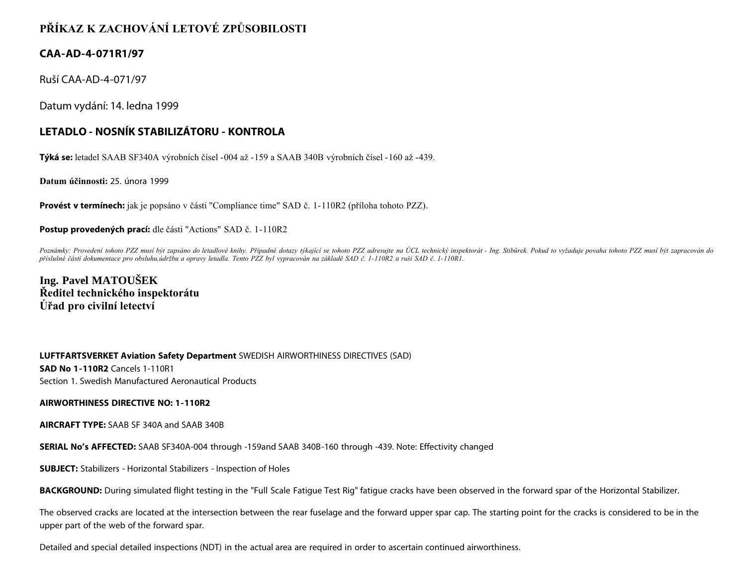# PŘÍKAZ K ZACHOVÁNÍ LETOVÉ ZPŮSOBILOSTI

## CAA-AD-4-071R1/97

Ruší CAA-AD-4-071/97

Datum vydání: 14. ledna 1999

## LETADLO - NOSNÍK STABILIZÁTORU - KONTROLA

**Týká se:** letadel SAAB SF340A výrobních čísel -004 až -159 a SAAB 340B výrobních čísel -160 až -439.

**Datum účinnosti:** 25. února 1999

**Provést v termínech:** jak je popsáno v části "Compliance time" SAD č. 1-110R2 (příloha tohoto PZZ).

**Postup provedených prací:** dle části "Actions" SAD č. 1-110R2

*Poznámky: Provedení tohoto PZZ musí být zapsáno do letadlové knihy. Případné dotazy týkající se tohoto PZZ adresujte na ÚCL technický inspektorát - Ing. Stibůrek. Pokud to vyžaduje povaha tohoto PZZ musí být zapracován do příslušné části dokumentace pro obsluhu,údržbu a opravy letadla. Tento PZZ byl vypracován na základě SAD č. 1-110R2 a ruší SAD č. 1-110R1.*

**Ing. Pavel MATOUŠEK**
**Ředitel technického inspektorátu**
**Úřad pro civilní letectví**

**LUFTFARTSVERKET Aviation Safety Department** SWEDISH AIRWORTHINESS DIRECTIVES (SAD)
**SAD No 1-110R2** Cancels 1-110R1
Section 1. Swedish Manufactured Aeronautical Products

**AIRWORTHINESS DIRECTIVE NO: 1-110R2**

**AIRCRAFT TYPE:** SAAB SF 340A and SAAB 340B

**SERIAL No's AFFECTED:** SAAB SF340A-004 through -159and SAAB 340B-160 through -439. Note: Effectivity changed

**SUBJECT:** Stabilizers - Horizontal Stabilizers - Inspection of Holes

**BACKGROUND:** During simulated flight testing in the "Full Scale Fatigue Test Rig" fatigue cracks have been observed in the forward spar of the Horizontal Stabilizer.

The observed cracks are located at the intersection between the rear fuselage and the forward upper spar cap. The starting point for the cracks is considered to be in the upper part of the web of the forward spar.

Detailed and special detailed inspections (NDT) in the actual area are required in order to ascertain continued airworthiness.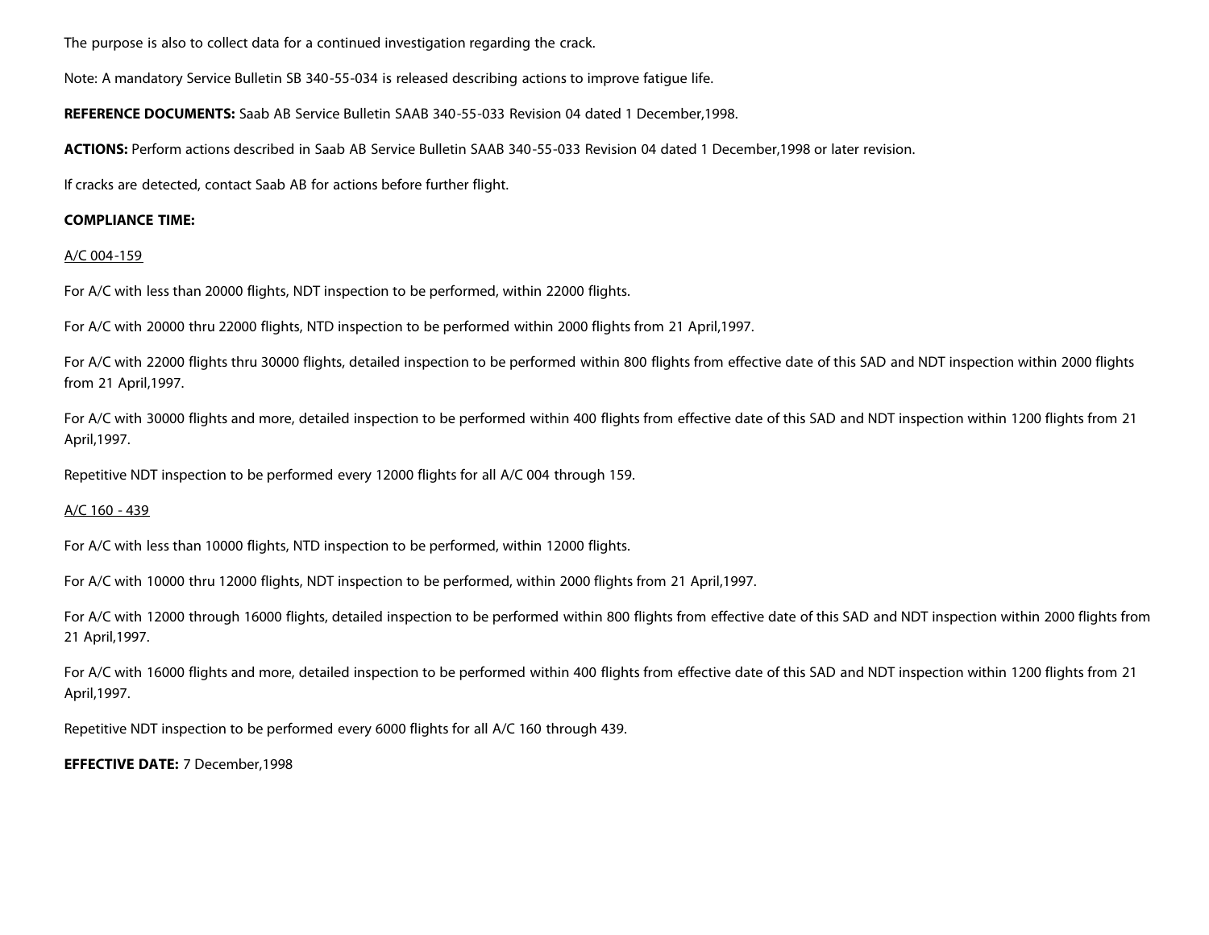The purpose is also to collect data for a continued investigation regarding the crack.

Note: A mandatory Service Bulletin SB 340-55-034 is released describing actions to improve fatigue life.

**REFERENCE DOCUMENTS:** Saab AB Service Bulletin SAAB 340-55-033 Revision 04 dated 1 December,1998.

**ACTIONS:** Perform actions described in Saab AB Service Bulletin SAAB 340-55-033 Revision 04 dated 1 December,1998 or later revision.

If cracks are detected, contact Saab AB for actions before further flight.

**COMPLIANCE TIME:**

<u>A/C 004-159</u>

For A/C with less than 20000 flights, NDT inspection to be performed, within 22000 flights.

For A/C with 20000 thru 22000 flights, NTD inspection to be performed within 2000 flights from 21 April,1997.

For A/C with 22000 flights thru 30000 flights, detailed inspection to be performed within 800 flights from effective date of this SAD and NDT inspection within 2000 flights from 21 April,1997.

For A/C with 30000 flights and more, detailed inspection to be performed within 400 flights from effective date of this SAD and NDT inspection within 1200 flights from 21 April,1997.

Repetitive NDT inspection to be performed every 12000 flights for all A/C 004 through 159.

<u>A/C 160 - 439</u>

For A/C with less than 10000 flights, NTD inspection to be performed, within 12000 flights.

For A/C with 10000 thru 12000 flights, NDT inspection to be performed, within 2000 flights from 21 April,1997.

For A/C with 12000 through 16000 flights, detailed inspection to be performed within 800 flights from effective date of this SAD and NDT inspection within 2000 flights from 21 April,1997.

For A/C with 16000 flights and more, detailed inspection to be performed within 400 flights from effective date of this SAD and NDT inspection within 1200 flights from 21 April,1997.

Repetitive NDT inspection to be performed every 6000 flights for all A/C 160 through 439.

**EFFECTIVE DATE:** 7 December,1998